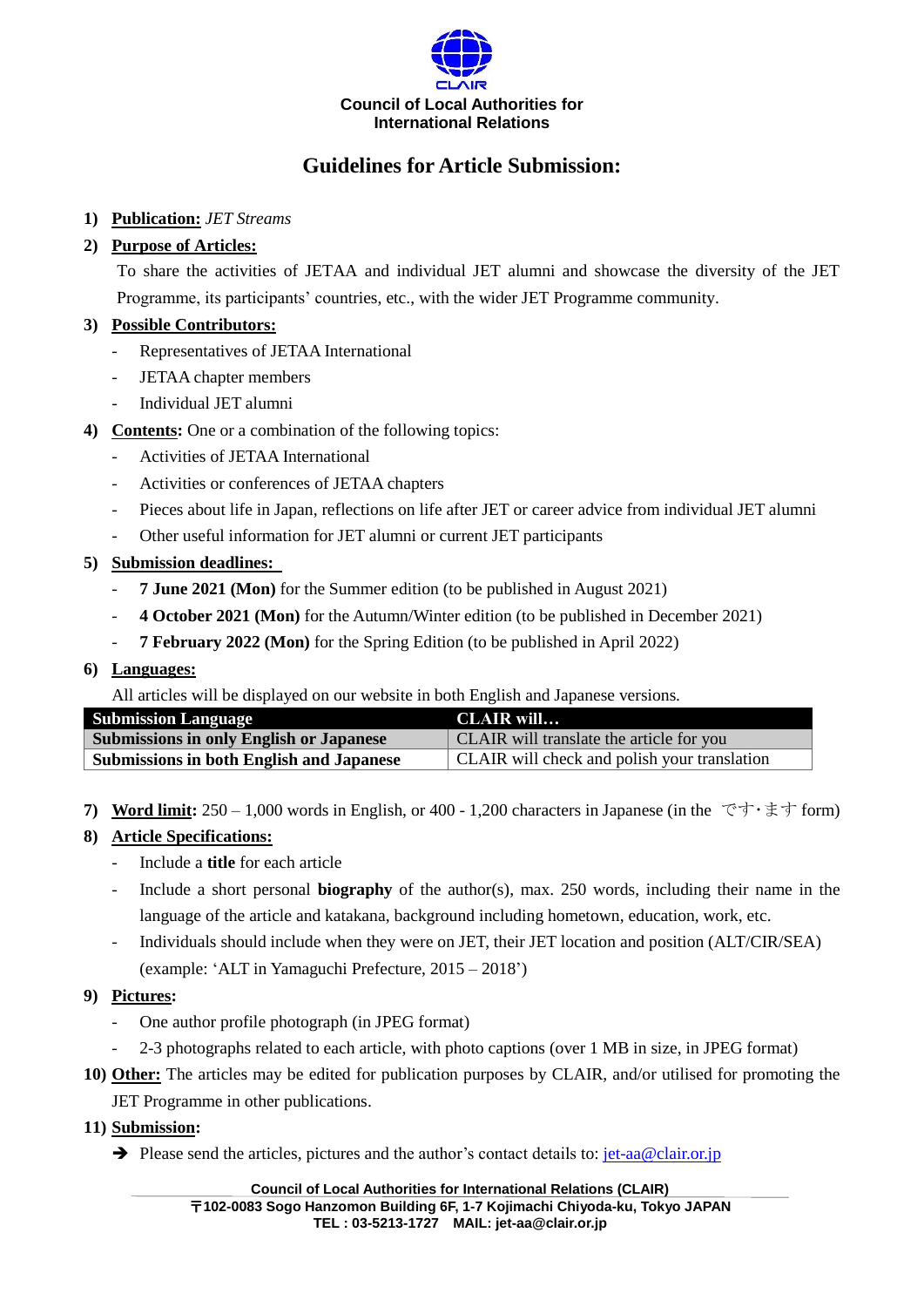**Council of Local Authorities for International Relations**

# Guidelines for Article Submission:

1) **Publication:** *JET Streams*

2) **Purpose of Articles:**

   To share the activities of JETAA and individual JET alumni and showcase the diversity of the JET Programme, its participants' countries, etc., with the wider JET Programme community.

3) **Possible Contributors:**
   - Representatives of JETAA International
   - JETAA chapter members
   - Individual JET alumni

4) **Contents:** One or a combination of the following topics:
   - Activities of JETAA International
   - Activities or conferences of JETAA chapters
   - Pieces about life in Japan, reflections on life after JET or career advice from individual JET alumni
   - Other useful information for JET alumni or current JET participants

5) **Submission deadlines:**
   - **7 June 2021 (Mon)** for the Summer edition (to be published in August 2021)
   - **4 October 2021 (Mon)** for the Autumn/Winter edition (to be published in December 2021)
   - **7 February 2022 (Mon)** for the Spring Edition (to be published in April 2022)

6) **Languages:**

   All articles will be displayed on our website in both English and Japanese versions.

| Submission Language | CLAIR will… |
|---|---|
| **Submissions in only English or Japanese** | CLAIR will translate the article for you |
| **Submissions in both English and Japanese** | CLAIR will check and polish your translation |

7) **Word limit:** 250 – 1,000 words in English, or 400 - 1,200 characters in Japanese (in the です･ます form)

8) **Article Specifications:**
   - Include a **title** for each article
   - Include a short personal **biography** of the author(s), max. 250 words, including their name in the language of the article and katakana, background including hometown, education, work, etc.
   - Individuals should include when they were on JET, their JET location and position (ALT/CIR/SEA) (example: 'ALT in Yamaguchi Prefecture, 2015 – 2018')

9) **Pictures:**
   - One author profile photograph (in JPEG format)
   - 2-3 photographs related to each article, with photo captions (over 1 MB in size, in JPEG format)

10) **Other:** The articles may be edited for publication purposes by CLAIR, and/or utilised for promoting the JET Programme in other publications.

11) **Submission:**

    ➔ Please send the articles, pictures and the author's contact details to: jet-aa@clair.or.jp

**Council of Local Authorities for International Relations (CLAIR)**
**〒102-0083 Sogo Hanzomon Building 6F, 1-7 Kojimachi Chiyoda-ku, Tokyo JAPAN**
**TEL : 03-5213-1727 MAIL: jet-aa@clair.or.jp**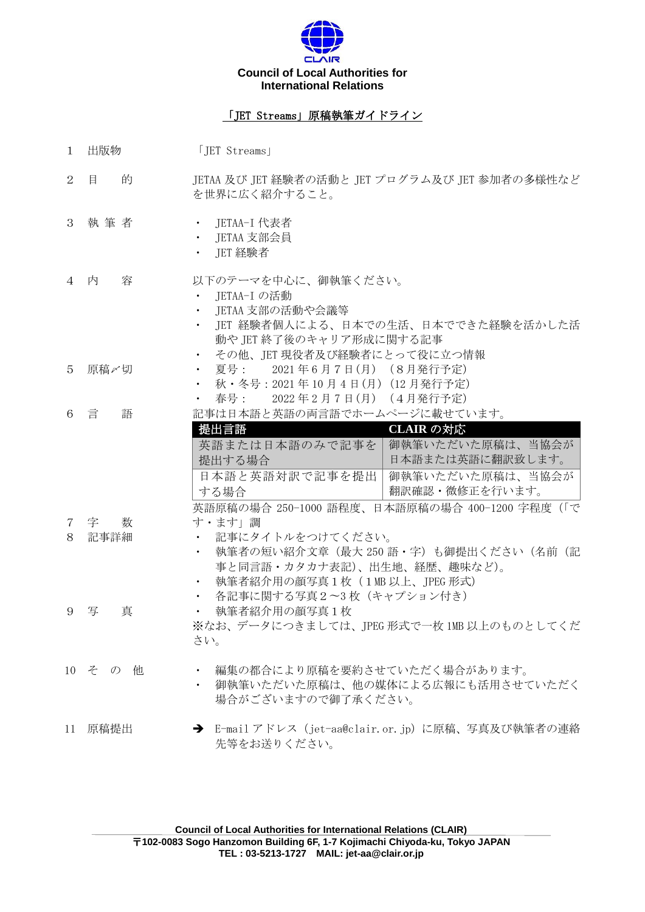**Council of Local Authorities for International Relations**

# 「JET Streams」原稿執筆ガイドライン

1　出版物　　「JET Streams」

2　目　　的　　JETAA 及び JET 経験者の活動と JET プログラム及び JET 参加者の多様性などを世界に広く紹介すること。

3　執 筆 者
- JETAA-I 代表者
- JETAA 支部会員
- JET 経験者

4　内　　容　　以下のテーマを中心に、御執筆ください。
- JETAA-I の活動
- JETAA 支部の活動や会議等
- JET 経験者個人による、日本での生活、日本でできた経験を活かした活動や JET 終了後のキャリア形成に関する記事
- その他、JET 現役者及び経験者にとって役に立つ情報

5　原稿〆切
- 夏号：　2021 年 6 月 7 日(月)　(8 月発行予定)
- 秋・冬号：2021 年 10 月 4 日(月)　(12 月発行予定)
- 春号：　2022 年 2 月 7 日(月)　(4 月発行予定)

6　言　　語　　記事は日本語と英語の両言語でホームページに載せています。

| 提出言語 | CLAIR の対応 |
|---|---|
| 英語または日本語のみで記事を提出する場合 | 御執筆いただいた原稿は、当協会が日本語または英語に翻訳致します。 |
| 日本語と英語対訳で記事を提出する場合 | 御執筆いただいた原稿は、当協会が翻訳確認・微修正を行います。 |

7　字　　数　　英語原稿の場合 250-1000 語程度、日本語原稿の場合 400-1200 字程度（「です・ます」調

8　記事詳細
- 記事にタイトルをつけてください。
- 執筆者の短い紹介文章（最大 250 語・字）も御提出ください（名前（記事と同言語・カタカナ表記）、出生地、経歴、趣味など）。
- 執筆者紹介用の顔写真１枚（1 MB 以上、JPEG 形式）
- 各記事に関する写真２～3 枚（キャプション付き）

9　写　　真
- 執筆者紹介用の顔写真１枚

※なお、データにつきましては、JPEG 形式で一枚 1MB 以上のものとしてください。

10　そ の 他
- 編集の都合により原稿を要約させていただく場合があります。
- 御執筆いただいた原稿は、他の媒体による広報にも活用させていただく場合がございますので御了承ください。

11　原稿提出　　➔ E-mail アドレス（jet-aa@clair.or.jp）に原稿、写真及び執筆者の連絡先等をお送りください。

**Council of Local Authorities for International Relations (CLAIR)**
**〒102-0083 Sogo Hanzomon Building 6F, 1-7 Kojimachi Chiyoda-ku, Tokyo JAPAN**
**TEL : 03-5213-1727　MAIL: jet-aa@clair.or.jp**